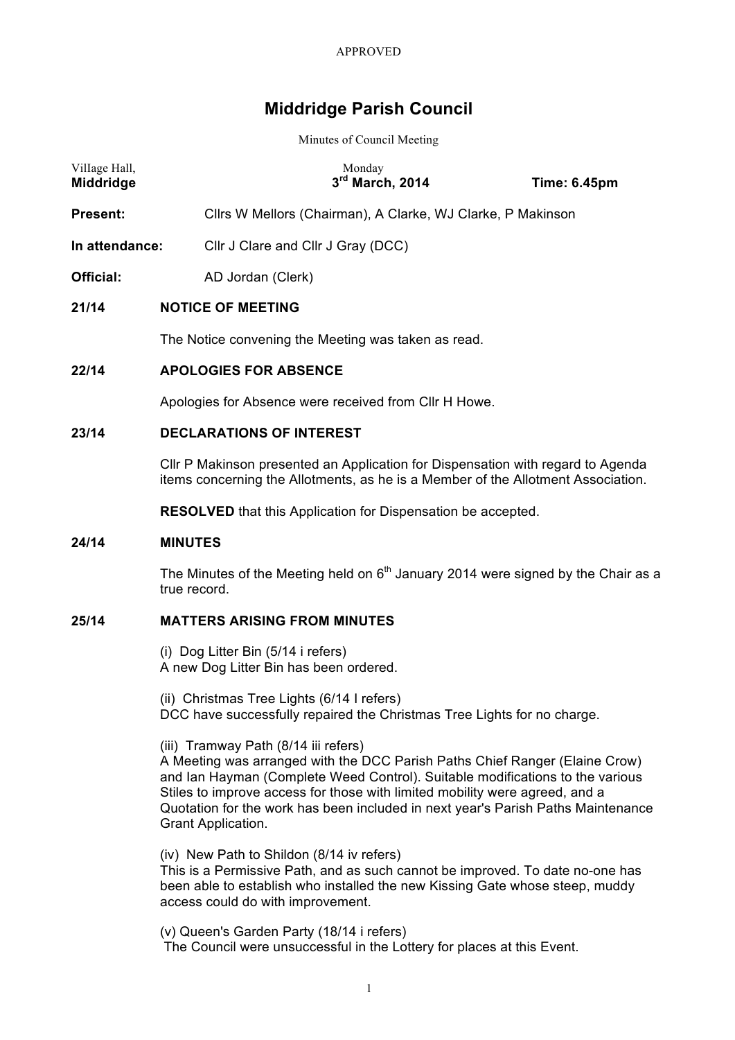APPROVED

# Middridge Parish Council

Minutes of Council Meeting

Village Hall, **Middridge** — Monday **3rd March, 2014** — **Time: 6.45pm**

**Present:** Cllrs W Mellors (Chairman), A Clarke, WJ Clarke, P Makinson

**In attendance:** Cllr J Clare and Cllr J Gray (DCC)

**Official:** AD Jordan (Clerk)

**21/14 NOTICE OF MEETING**

The Notice convening the Meeting was taken as read.

**22/14 APOLOGIES FOR ABSENCE**

Apologies for Absence were received from Cllr H Howe.

**23/14 DECLARATIONS OF INTEREST**

Cllr P Makinson presented an Application for Dispensation with regard to Agenda items concerning the Allotments, as he is a Member of the Allotment Association.

**RESOLVED** that this Application for Dispensation be accepted.

**24/14 MINUTES**

The Minutes of the Meeting held on 6th January 2014 were signed by the Chair as a true record.

**25/14 MATTERS ARISING FROM MINUTES**

(i) Dog Litter Bin (5/14 i refers)
A new Dog Litter Bin has been ordered.

(ii) Christmas Tree Lights (6/14 I refers)
DCC have successfully repaired the Christmas Tree Lights for no charge.

(iii) Tramway Path (8/14 iii refers)
A Meeting was arranged with the DCC Parish Paths Chief Ranger (Elaine Crow) and Ian Hayman (Complete Weed Control). Suitable modifications to the various Stiles to improve access for those with limited mobility were agreed, and a Quotation for the work has been included in next year's Parish Paths Maintenance Grant Application.

(iv) New Path to Shildon (8/14 iv refers)
This is a Permissive Path, and as such cannot be improved. To date no-one has been able to establish who installed the new Kissing Gate whose steep, muddy access could do with improvement.

(v) Queen's Garden Party (18/14 i refers)
The Council were unsuccessful in the Lottery for places at this Event.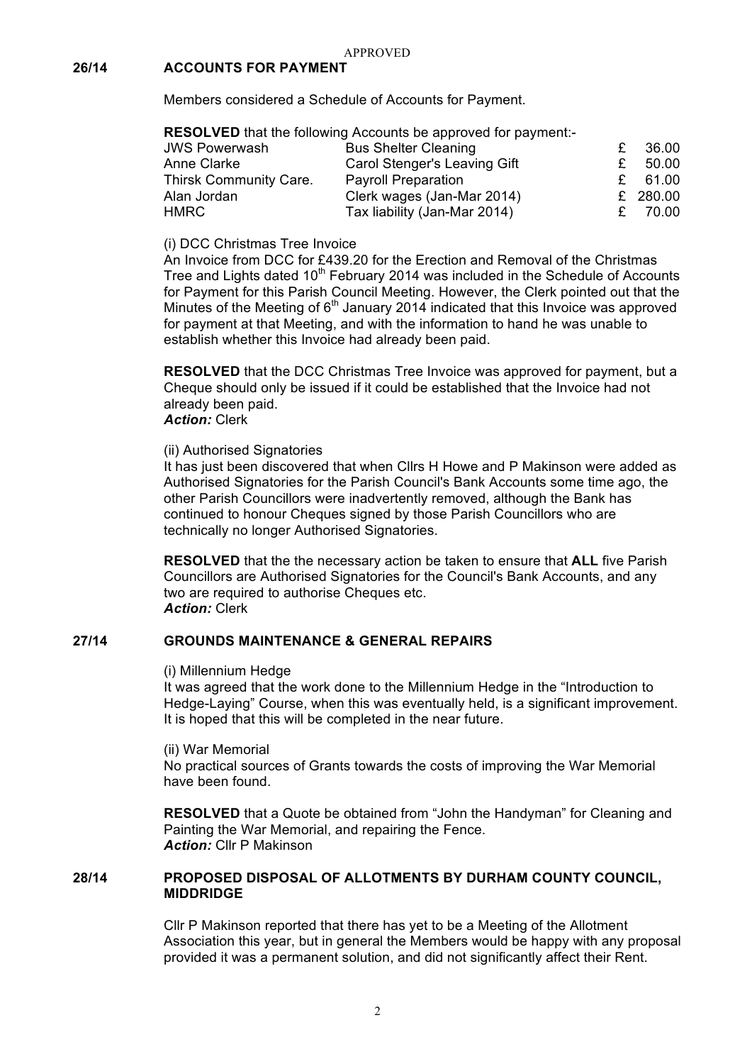APPROVED

## 26/14 ACCOUNTS FOR PAYMENT

Members considered a Schedule of Accounts for Payment.

**RESOLVED** that the following Accounts be approved for payment:-

| | | |
|---|---|---|
| JWS Powerwash | Bus Shelter Cleaning | £ 36.00 |
| Anne Clarke | Carol Stenger's Leaving Gift | £ 50.00 |
| Thirsk Community Care. | Payroll Preparation | £ 61.00 |
| Alan Jordan | Clerk wages (Jan-Mar 2014) | £ 280.00 |
| HMRC | Tax liability (Jan-Mar 2014) | £ 70.00 |

(i) DCC Christmas Tree Invoice

An Invoice from DCC for £439.20 for the Erection and Removal of the Christmas Tree and Lights dated 10th February 2014 was included in the Schedule of Accounts for Payment for this Parish Council Meeting. However, the Clerk pointed out that the Minutes of the Meeting of 6th January 2014 indicated that this Invoice was approved for payment at that Meeting, and with the information to hand he was unable to establish whether this Invoice had already been paid.

**RESOLVED** that the DCC Christmas Tree Invoice was approved for payment, but a Cheque should only be issued if it could be established that the Invoice had not already been paid.
***Action:*** Clerk

(ii) Authorised Signatories

It has just been discovered that when Cllrs H Howe and P Makinson were added as Authorised Signatories for the Parish Council's Bank Accounts some time ago, the other Parish Councillors were inadvertently removed, although the Bank has continued to honour Cheques signed by those Parish Councillors who are technically no longer Authorised Signatories.

**RESOLVED** that the the necessary action be taken to ensure that **ALL** five Parish Councillors are Authorised Signatories for the Council's Bank Accounts, and any two are required to authorise Cheques etc.
***Action:*** Clerk

## 27/14 GROUNDS MAINTENANCE & GENERAL REPAIRS

(i) Millennium Hedge

It was agreed that the work done to the Millennium Hedge in the "Introduction to Hedge-Laying" Course, when this was eventually held, is a significant improvement. It is hoped that this will be completed in the near future.

(ii) War Memorial

No practical sources of Grants towards the costs of improving the War Memorial have been found.

**RESOLVED** that a Quote be obtained from "John the Handyman" for Cleaning and Painting the War Memorial, and repairing the Fence.
***Action:*** Cllr P Makinson

## 28/14 PROPOSED DISPOSAL OF ALLOTMENTS BY DURHAM COUNTY COUNCIL, MIDDRIDGE

Cllr P Makinson reported that there has yet to be a Meeting of the Allotment Association this year, but in general the Members would be happy with any proposal provided it was a permanent solution, and did not significantly affect their Rent.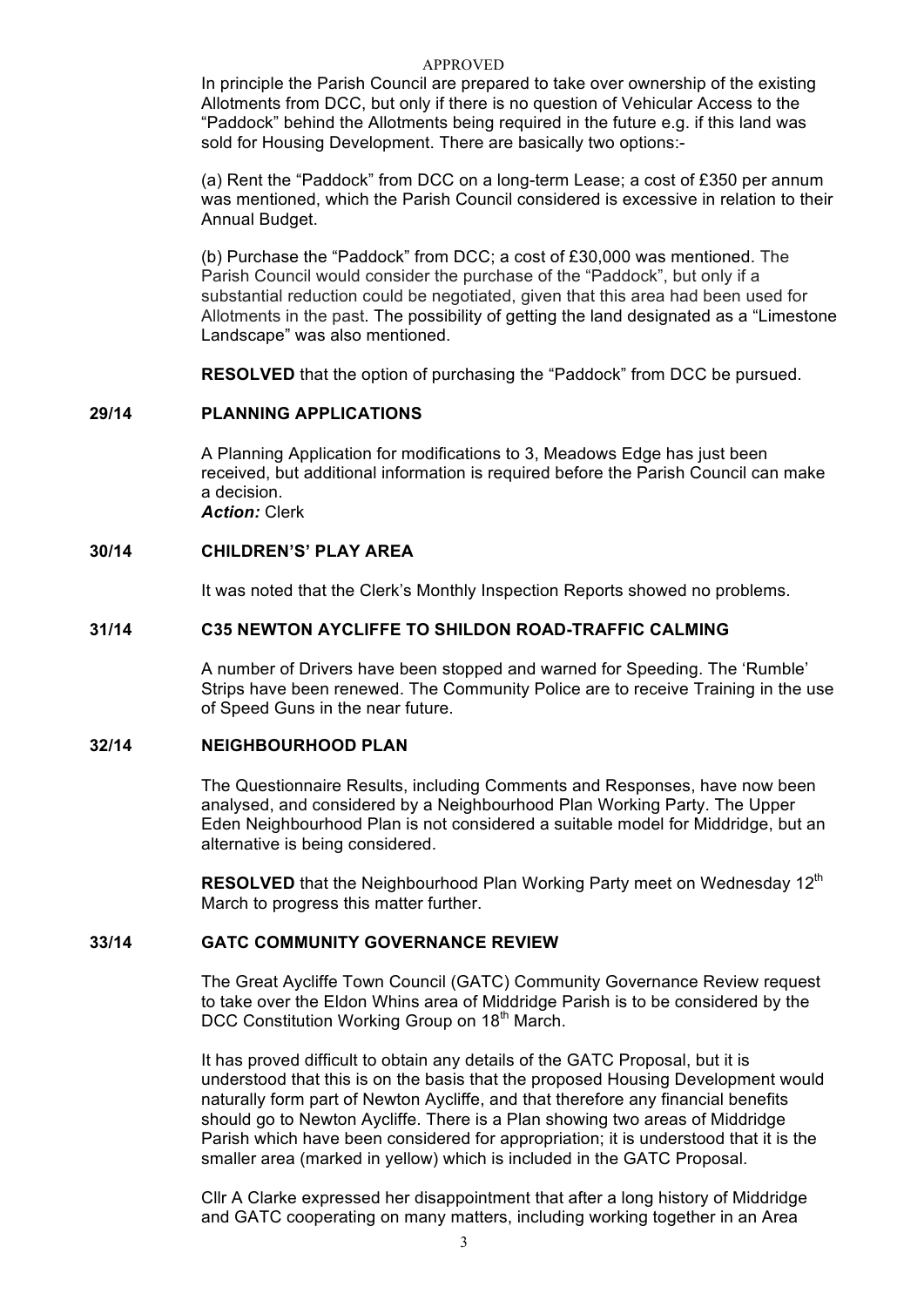APPROVED

In principle the Parish Council are prepared to take over ownership of the existing Allotments from DCC, but only if there is no question of Vehicular Access to the "Paddock" behind the Allotments being required in the future e.g. if this land was sold for Housing Development. There are basically two options:-

(a) Rent the "Paddock" from DCC on a long-term Lease; a cost of £350 per annum was mentioned, which the Parish Council considered is excessive in relation to their Annual Budget.

(b) Purchase the "Paddock" from DCC; a cost of £30,000 was mentioned. The Parish Council would consider the purchase of the "Paddock", but only if a substantial reduction could be negotiated, given that this area had been used for Allotments in the past. The possibility of getting the land designated as a "Limestone Landscape" was also mentioned.

**RESOLVED** that the option of purchasing the "Paddock" from DCC be pursued.

## 29/14 PLANNING APPLICATIONS

A Planning Application for modifications to 3, Meadows Edge has just been received, but additional information is required before the Parish Council can make a decision.
***Action:*** Clerk

## 30/14 CHILDREN'S' PLAY AREA

It was noted that the Clerk's Monthly Inspection Reports showed no problems.

## 31/14 C35 NEWTON AYCLIFFE TO SHILDON ROAD-TRAFFIC CALMING

A number of Drivers have been stopped and warned for Speeding. The 'Rumble' Strips have been renewed. The Community Police are to receive Training in the use of Speed Guns in the near future.

## 32/14 NEIGHBOURHOOD PLAN

The Questionnaire Results, including Comments and Responses, have now been analysed, and considered by a Neighbourhood Plan Working Party. The Upper Eden Neighbourhood Plan is not considered a suitable model for Middridge, but an alternative is being considered.

**RESOLVED** that the Neighbourhood Plan Working Party meet on Wednesday 12th March to progress this matter further.

## 33/14 GATC COMMUNITY GOVERNANCE REVIEW

The Great Aycliffe Town Council (GATC) Community Governance Review request to take over the Eldon Whins area of Middridge Parish is to be considered by the DCC Constitution Working Group on 18th March.

It has proved difficult to obtain any details of the GATC Proposal, but it is understood that this is on the basis that the proposed Housing Development would naturally form part of Newton Aycliffe, and that therefore any financial benefits should go to Newton Aycliffe. There is a Plan showing two areas of Middridge Parish which have been considered for appropriation; it is understood that it is the smaller area (marked in yellow) which is included in the GATC Proposal.

Cllr A Clarke expressed her disappointment that after a long history of Middridge and GATC cooperating on many matters, including working together in an Area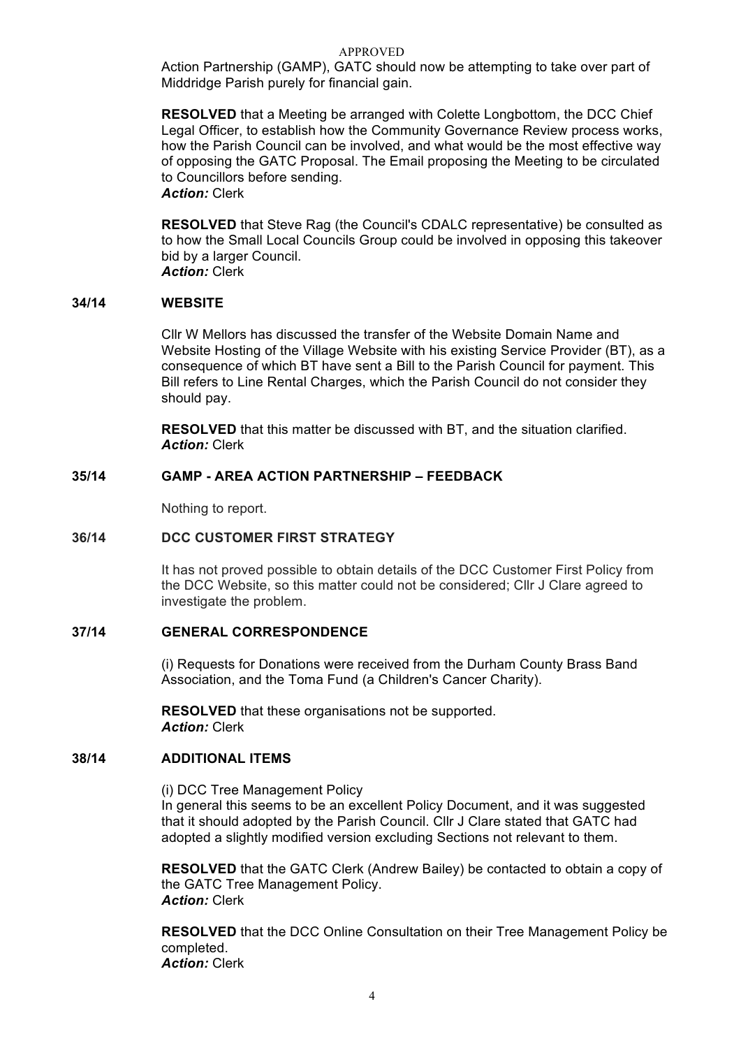Action Partnership (GAMP), GATC should now be attempting to take over part of Middridge Parish purely for financial gain.

**RESOLVED** that a Meeting be arranged with Colette Longbottom, the DCC Chief Legal Officer, to establish how the Community Governance Review process works, how the Parish Council can be involved, and what would be the most effective way of opposing the GATC Proposal. The Email proposing the Meeting to be circulated to Councillors before sending.
***Action:*** Clerk

**RESOLVED** that Steve Rag (the Council's CDALC representative) be consulted as to how the Small Local Councils Group could be involved in opposing this takeover bid by a larger Council.
***Action:*** Clerk

## 34/14 WEBSITE

Cllr W Mellors has discussed the transfer of the Website Domain Name and Website Hosting of the Village Website with his existing Service Provider (BT), as a consequence of which BT have sent a Bill to the Parish Council for payment. This Bill refers to Line Rental Charges, which the Parish Council do not consider they should pay.

**RESOLVED** that this matter be discussed with BT, and the situation clarified.
***Action:*** Clerk

## 35/14 GAMP - AREA ACTION PARTNERSHIP – FEEDBACK

Nothing to report.

## 36/14 DCC CUSTOMER FIRST STRATEGY

It has not proved possible to obtain details of the DCC Customer First Policy from the DCC Website, so this matter could not be considered; Cllr J Clare agreed to investigate the problem.

## 37/14 GENERAL CORRESPONDENCE

(i) Requests for Donations were received from the Durham County Brass Band Association, and the Toma Fund (a Children's Cancer Charity).

**RESOLVED** that these organisations not be supported.
***Action:*** Clerk

## 38/14 ADDITIONAL ITEMS

(i) DCC Tree Management Policy
In general this seems to be an excellent Policy Document, and it was suggested that it should adopted by the Parish Council. Cllr J Clare stated that GATC had adopted a slightly modified version excluding Sections not relevant to them.

**RESOLVED** that the GATC Clerk (Andrew Bailey) be contacted to obtain a copy of the GATC Tree Management Policy.
***Action:*** Clerk

**RESOLVED** that the DCC Online Consultation on their Tree Management Policy be completed.
***Action:*** Clerk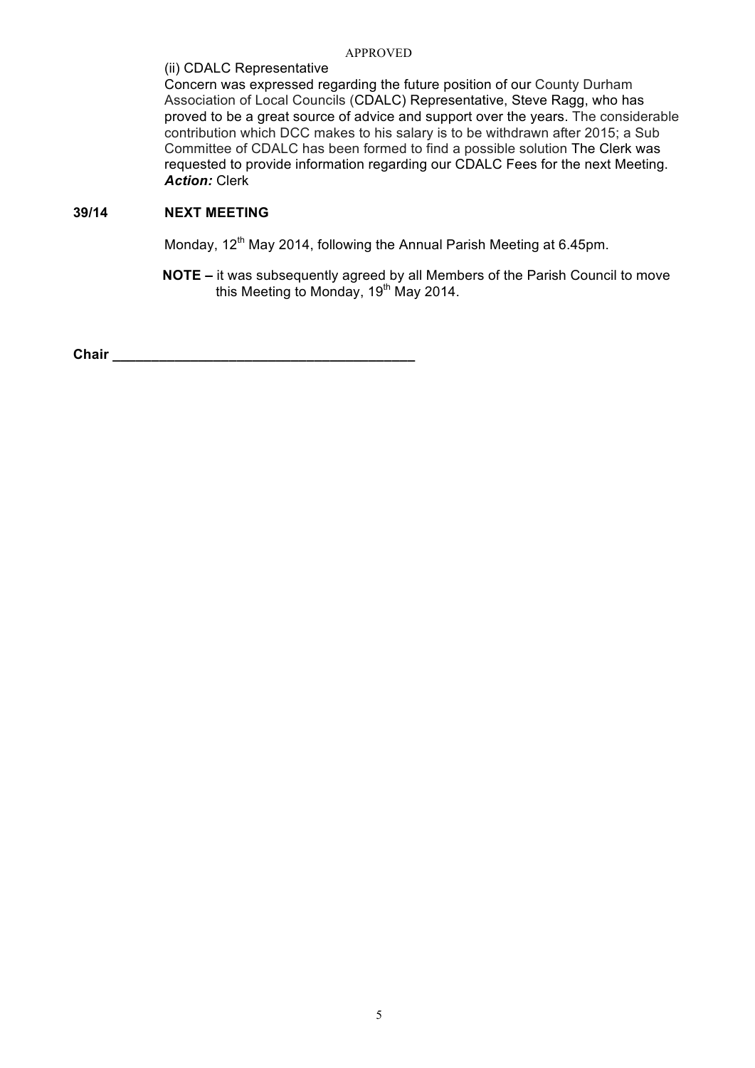APPROVED

(ii) CDALC Representative

Concern was expressed regarding the future position of our County Durham Association of Local Councils (CDALC) Representative, Steve Ragg, who has proved to be a great source of advice and support over the years. The considerable contribution which DCC makes to his salary is to be withdrawn after 2015; a Sub Committee of CDALC has been formed to find a possible solution The Clerk was requested to provide information regarding our CDALC Fees for the next Meeting.
***Action:*** Clerk

**39/14 NEXT MEETING**

Monday, 12th May 2014, following the Annual Parish Meeting at 6.45pm.

**NOTE –** it was subsequently agreed by all Members of the Parish Council to move this Meeting to Monday, 19th May 2014.

**Chair \_\_\_\_\_\_\_\_\_\_\_\_\_\_\_\_\_\_\_\_\_\_\_\_\_\_\_\_\_\_\_\_\_\_\_\_\_\_\_\_**